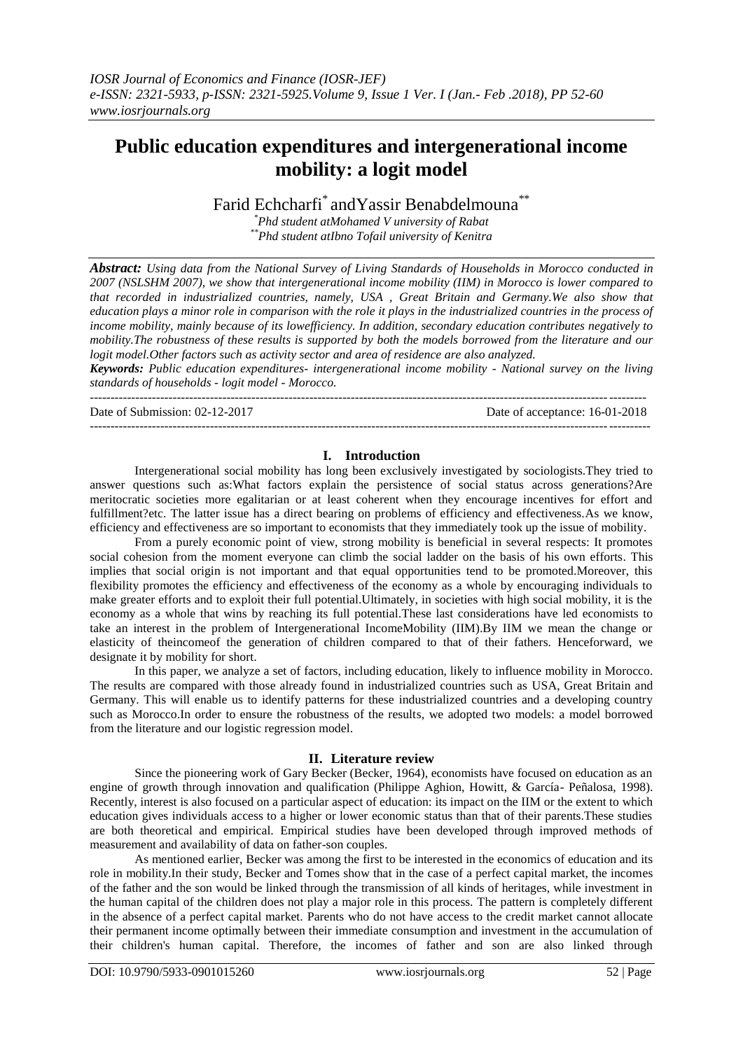# Public education expenditures and intergenerational income mobility: a logit model

Farid Echcharfi[*] and Yassir Benabdelmouna[**]

[*]Phd student at Mohamed V university of Rabat
[**]Phd student at Ibno Tofail university of Kenitra

***Abstract:*** *Using data from the National Survey of Living Standards of Households in Morocco conducted in 2007 (NSLSHM 2007), we show that intergenerational income mobility (IIM) in Morocco is lower compared to that recorded in industrialized countries, namely, USA , Great Britain and Germany. We also show that education plays a minor role in comparison with the role it plays in the industrialized countries in the process of income mobility, mainly because of its low efficiency. In addition, secondary education contributes negatively to mobility. The robustness of these results is supported by both the models borrowed from the literature and our logit model. Other factors such as activity sector and area of residence are also analyzed.*

***Keywords:*** *Public education expenditures- intergenerational income mobility - National survey on the living standards of households - logit model - Morocco.*

Date of Submission: 02-12-2017 | Date of acceptance: 16-01-2018

## I. Introduction

Intergenerational social mobility has long been exclusively investigated by sociologists. They tried to answer questions such as: What factors explain the persistence of social status across generations? Are meritocratic societies more egalitarian or at least coherent when they encourage incentives for effort and fulfillment? etc. The latter issue has a direct bearing on problems of efficiency and effectiveness. As we know, efficiency and effectiveness are so important to economists that they immediately took up the issue of mobility.

From a purely economic point of view, strong mobility is beneficial in several respects: It promotes social cohesion from the moment everyone can climb the social ladder on the basis of his own efforts. This implies that social origin is not important and that equal opportunities tend to be promoted. Moreover, this flexibility promotes the efficiency and effectiveness of the economy as a whole by encouraging individuals to make greater efforts and to exploit their full potential. Ultimately, in societies with high social mobility, it is the economy as a whole that wins by reaching its full potential. These last considerations have led economists to take an interest in the problem of Intergenerational Income Mobility (IIM). By IIM we mean the change or elasticity of the income of the generation of children compared to that of their fathers. Henceforward, we designate it by mobility for short.

In this paper, we analyze a set of factors, including education, likely to influence mobility in Morocco. The results are compared with those already found in industrialized countries such as USA, Great Britain and Germany. This will enable us to identify patterns for these industrialized countries and a developing country such as Morocco. In order to ensure the robustness of the results, we adopted two models: a model borrowed from the literature and our logistic regression model.

## II. Literature review

Since the pioneering work of Gary Becker (Becker, 1964), economists have focused on education as an engine of growth through innovation and qualification (Philippe Aghion, Howitt, & García- Peñalosa, 1998). Recently, interest is also focused on a particular aspect of education: its impact on the IIM or the extent to which education gives individuals access to a higher or lower economic status than that of their parents. These studies are both theoretical and empirical. Empirical studies have been developed through improved methods of measurement and availability of data on father-son couples.

As mentioned earlier, Becker was among the first to be interested in the economics of education and its role in mobility. In their study, Becker and Tomes show that in the case of a perfect capital market, the incomes of the father and the son would be linked through the transmission of all kinds of heritages, while investment in the human capital of the children does not play a major role in this process. The pattern is completely different in the absence of a perfect capital market. Parents who do not have access to the credit market cannot allocate their permanent income optimally between their immediate consumption and investment in the accumulation of their children's human capital. Therefore, the incomes of father and son are also linked through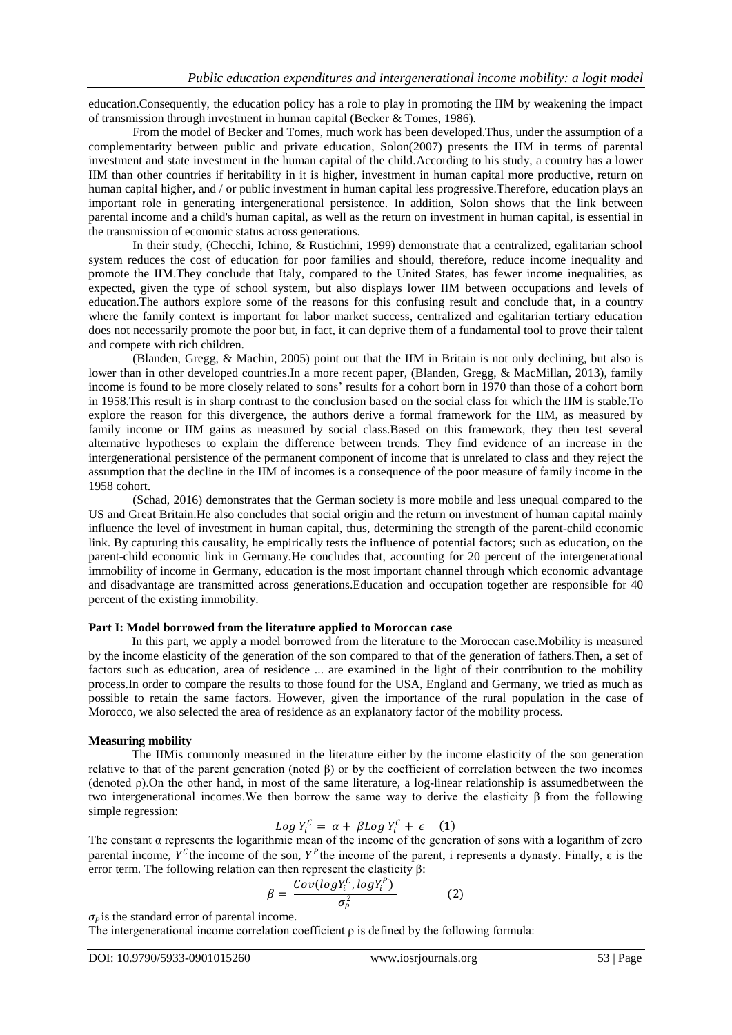education.Consequently, the education policy has a role to play in promoting the IIM by weakening the impact of transmission through investment in human capital (Becker & Tomes, 1986).

From the model of Becker and Tomes, much work has been developed.Thus, under the assumption of a complementarity between public and private education, Solon(2007) presents the IIM in terms of parental investment and state investment in the human capital of the child.According to his study, a country has a lower IIM than other countries if heritability in it is higher, investment in human capital more productive, return on human capital higher, and / or public investment in human capital less progressive.Therefore, education plays an important role in generating intergenerational persistence. In addition, Solon shows that the link between parental income and a child's human capital, as well as the return on investment in human capital, is essential in the transmission of economic status across generations.

In their study, (Checchi, Ichino, & Rustichini, 1999) demonstrate that a centralized, egalitarian school system reduces the cost of education for poor families and should, therefore, reduce income inequality and promote the IIM.They conclude that Italy, compared to the United States, has fewer income inequalities, as expected, given the type of school system, but also displays lower IIM between occupations and levels of education.The authors explore some of the reasons for this confusing result and conclude that, in a country where the family context is important for labor market success, centralized and egalitarian tertiary education does not necessarily promote the poor but, in fact, it can deprive them of a fundamental tool to prove their talent and compete with rich children.

(Blanden, Gregg, & Machin, 2005) point out that the IIM in Britain is not only declining, but also is lower than in other developed countries.In a more recent paper, (Blanden, Gregg, & MacMillan, 2013), family income is found to be more closely related to sons' results for a cohort born in 1970 than those of a cohort born in 1958.This result is in sharp contrast to the conclusion based on the social class for which the IIM is stable.To explore the reason for this divergence, the authors derive a formal framework for the IIM, as measured by family income or IIM gains as measured by social class.Based on this framework, they then test several alternative hypotheses to explain the difference between trends. They find evidence of an increase in the intergenerational persistence of the permanent component of income that is unrelated to class and they reject the assumption that the decline in the IIM of incomes is a consequence of the poor measure of family income in the 1958 cohort.

(Schad, 2016) demonstrates that the German society is more mobile and less unequal compared to the US and Great Britain.He also concludes that social origin and the return on investment of human capital mainly influence the level of investment in human capital, thus, determining the strength of the parent-child economic link. By capturing this causality, he empirically tests the influence of potential factors; such as education, on the parent-child economic link in Germany.He concludes that, accounting for 20 percent of the intergenerational immobility of income in Germany, education is the most important channel through which economic advantage and disadvantage are transmitted across generations.Education and occupation together are responsible for 40 percent of the existing immobility.

## Part I: Model borrowed from the literature applied to Moroccan case

In this part, we apply a model borrowed from the literature to the Moroccan case.Mobility is measured by the income elasticity of the generation of the son compared to that of the generation of fathers.Then, a set of factors such as education, area of residence ... are examined in the light of their contribution to the mobility process.In order to compare the results to those found for the USA, England and Germany, we tried as much as possible to retain the same factors. However, given the importance of the rural population in the case of Morocco, we also selected the area of residence as an explanatory factor of the mobility process.

### Measuring mobility

The IIMis commonly measured in the literature either by the income elasticity of the son generation relative to that of the parent generation (noted β) or by the coefficient of correlation between the two incomes (denoted ρ).On the other hand, in most of the same literature, a log-linear relationship is assumedbetween the two intergenerational incomes.We then borrow the same way to derive the elasticity β from the following simple regression:

$$Log\ Y_i^C = \alpha + \beta Log\ Y_i^C + \epsilon \quad (1)$$

The constant α represents the logarithmic mean of the income of the generation of sons with a logarithm of zero parental income, $Y^C$the income of the son, $Y^P$the income of the parent, i represents a dynasty. Finally, ε is the error term. The following relation can then represent the elasticity β:

$$\beta = \frac{Cov(logY_i^C, logY_i^P)}{\sigma_P^2} \qquad (2)$$

$\sigma_P$is the standard error of parental income.

The intergenerational income correlation coefficient ρ is defined by the following formula: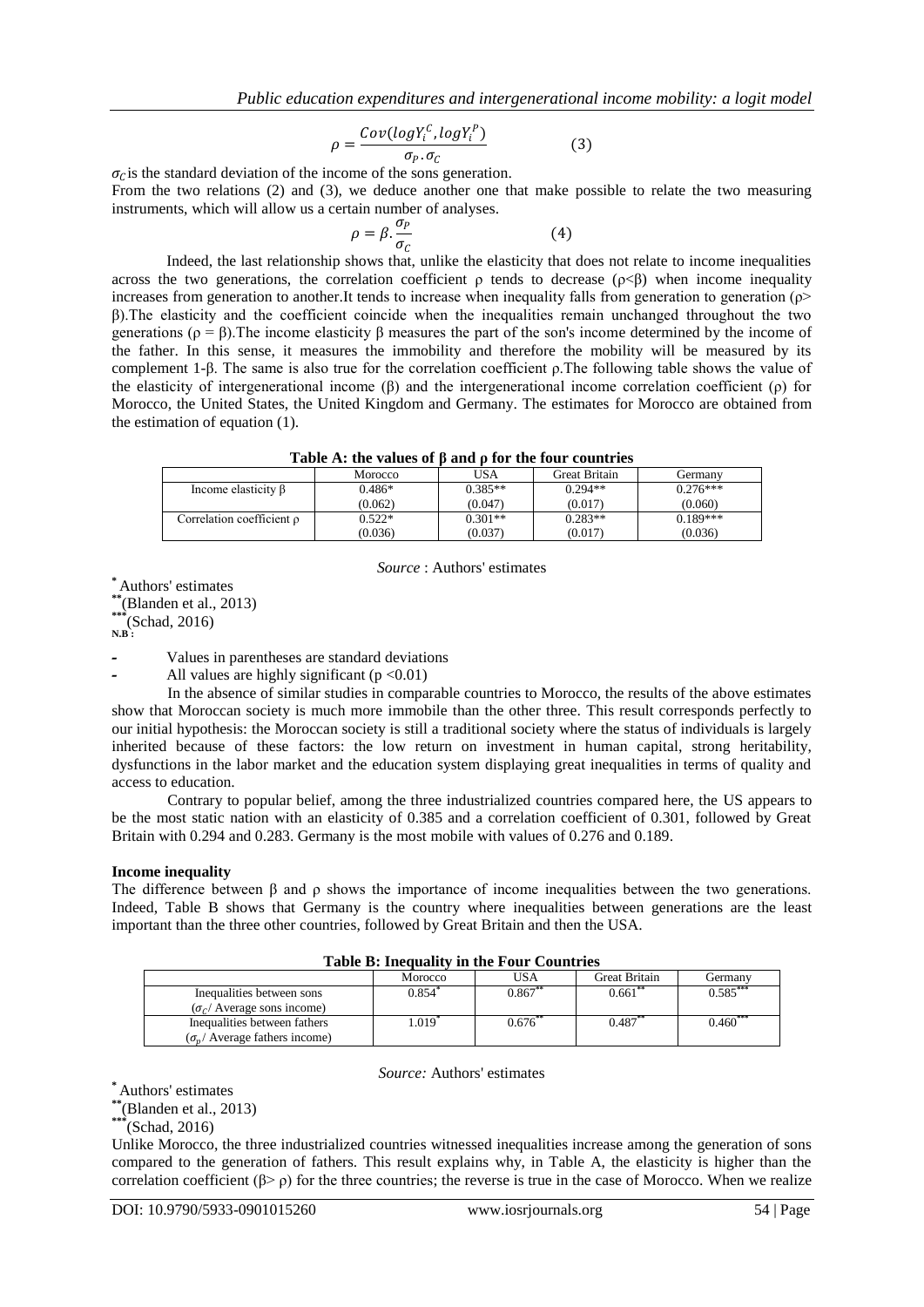$$\rho = \frac{Cov(logY_i^C, logY_i^P)}{\sigma_P . \sigma_C} \qquad (3)$$

$\sigma_C$ is the standard deviation of the income of the sons generation.

From the two relations (2) and (3), we deduce another one that make possible to relate the two measuring instruments, which will allow us a certain number of analyses.

$$\rho = \beta . \frac{\sigma_P}{\sigma_C} \qquad (4)$$

Indeed, the last relationship shows that, unlike the elasticity that does not relate to income inequalities across the two generations, the correlation coefficient ρ tends to decrease (ρ<β) when income inequality increases from generation to another.It tends to increase when inequality falls from generation to generation (ρ> β).The elasticity and the coefficient coincide when the inequalities remain unchanged throughout the two generations (ρ = β).The income elasticity β measures the part of the son's income determined by the income of the father. In this sense, it measures the immobility and therefore the mobility will be measured by its complement 1-β. The same is also true for the correlation coefficient ρ.The following table shows the value of the elasticity of intergenerational income (β) and the intergenerational income correlation coefficient (ρ) for Morocco, the United States, the United Kingdom and Germany. The estimates for Morocco are obtained from the estimation of equation (1).

**Table A: the values of β and ρ for the four countries**

| | Morocco | USA | Great Britain | Germany |
|---|---|---|---|---|
| Income elasticity β | 0.486* (0.062) | 0.385** (0.047) | 0.294** (0.017) | 0.276*** (0.060) |
| Correlation coefficient ρ | 0.522* (0.036) | 0.301** (0.037) | 0.283** (0.017) | 0.189*** (0.036) |

*Source* : Authors' estimates

* Authors' estimates
** (Blanden et al., 2013)
*** (Schad, 2016)

**N.B :**

- Values in parentheses are standard deviations
- All values are highly significant ($p < 0.01$)

In the absence of similar studies in comparable countries to Morocco, the results of the above estimates show that Moroccan society is much more immobile than the other three. This result corresponds perfectly to our initial hypothesis: the Moroccan society is still a traditional society where the status of individuals is largely inherited because of these factors: the low return on investment in human capital, strong heritability, dysfunctions in the labor market and the education system displaying great inequalities in terms of quality and access to education.

Contrary to popular belief, among the three industrialized countries compared here, the US appears to be the most static nation with an elasticity of 0.385 and a correlation coefficient of 0.301, followed by Great Britain with 0.294 and 0.283. Germany is the most mobile with values of 0.276 and 0.189.

**Income inequality**

The difference between β and ρ shows the importance of income inequalities between the two generations. Indeed, Table B shows that Germany is the country where inequalities between generations are the least important than the three other countries, followed by Great Britain and then the USA.

**Table B: Inequality in the Four Countries**

| | Morocco | USA | Great Britain | Germany |
|---|---|---|---|---|
| Inequalities between sons ($\sigma_C$/ Average sons income) | 0.854* | 0.867** | 0.661** | 0.585*** |
| Inequalities between fathers ($\sigma_p$/ Average fathers income) | 1.019* | 0.676** | 0.487** | 0.460*** |

*Source:* Authors' estimates

* Authors' estimates
** (Blanden et al., 2013)
*** (Schad, 2016)

Unlike Morocco, the three industrialized countries witnessed inequalities increase among the generation of sons compared to the generation of fathers. This result explains why, in Table A, the elasticity is higher than the correlation coefficient (β> ρ) for the three countries; the reverse is true in the case of Morocco. When we realize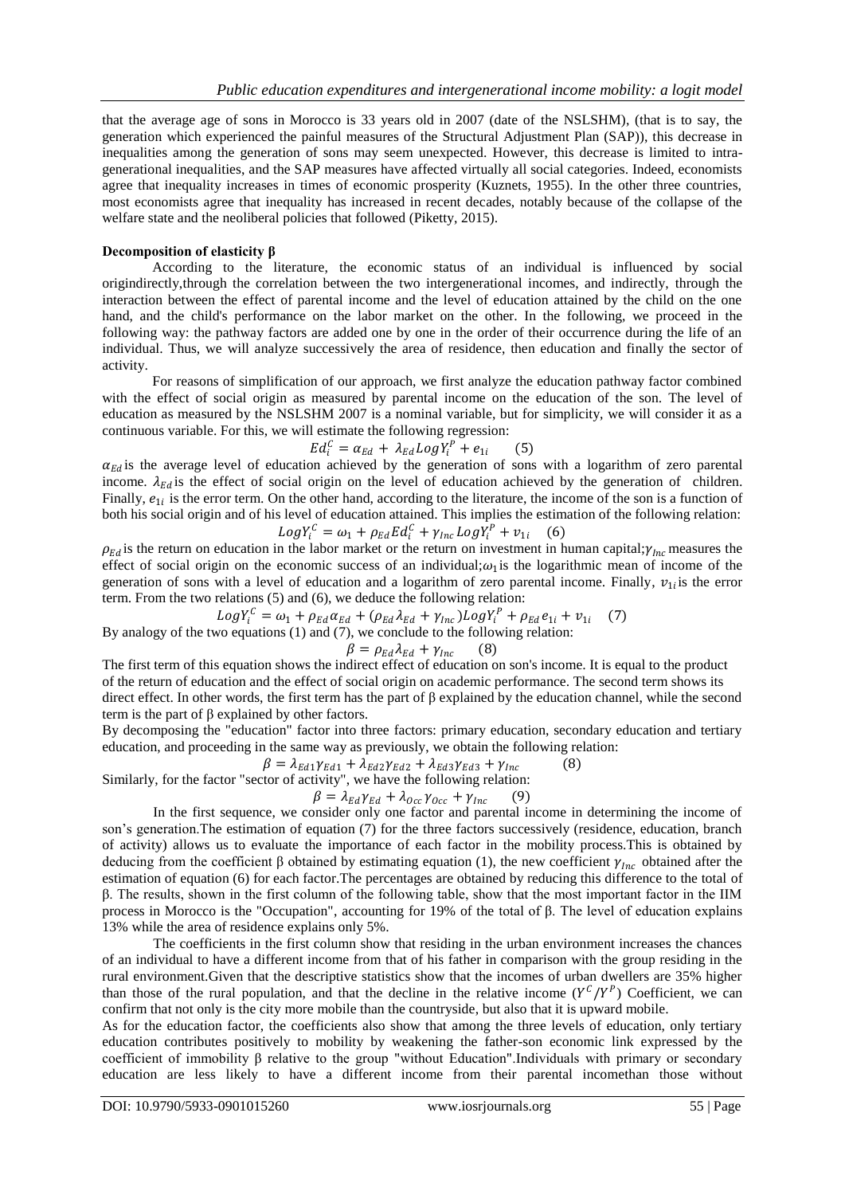that the average age of sons in Morocco is 33 years old in 2007 (date of the NSLSHM), (that is to say, the generation which experienced the painful measures of the Structural Adjustment Plan (SAP)), this decrease in inequalities among the generation of sons may seem unexpected. However, this decrease is limited to intra-generational inequalities, and the SAP measures have affected virtually all social categories. Indeed, economists agree that inequality increases in times of economic prosperity (Kuznets, 1955). In the other three countries, most economists agree that inequality has increased in recent decades, notably because of the collapse of the welfare state and the neoliberal policies that followed (Piketty, 2015).

**Decomposition of elasticity β**

According to the literature, the economic status of an individual is influenced by social origindirectly,through the correlation between the two intergenerational incomes, and indirectly, through the interaction between the effect of parental income and the level of education attained by the child on the one hand, and the child's performance on the labor market on the other. In the following, we proceed in the following way: the pathway factors are added one by one in the order of their occurrence during the life of an individual. Thus, we will analyze successively the area of residence, then education and finally the sector of activity.

For reasons of simplification of our approach, we first analyze the education pathway factor combined with the effect of social origin as measured by parental income on the education of the son. The level of education as measured by the NSLSHM 2007 is a nominal variable, but for simplicity, we will consider it as a continuous variable. For this, we will estimate the following regression:

$$Ed_i^C = \alpha_{Ed} + \lambda_{Ed} LogY_i^P + e_{1i} \qquad (5)$$

$\alpha_{Ed}$ is the average level of education achieved by the generation of sons with a logarithm of zero parental income. $\lambda_{Ed}$ is the effect of social origin on the level of education achieved by the generation of children. Finally, $e_{1i}$ is the error term. On the other hand, according to the literature, the income of the son is a function of both his social origin and of his level of education attained. This implies the estimation of the following relation:

$$LogY_i^C = \omega_1 + \rho_{Ed} Ed_i^C + \gamma_{Inc} LogY_i^P + v_{1i} \quad (6)$$

$\rho_{Ed}$ is the return on education in the labor market or the return on investment in human capital; $\gamma_{Inc}$ measures the effect of social origin on the economic success of an individual; $\omega_1$ is the logarithmic mean of income of the generation of sons with a level of education and a logarithm of zero parental income. Finally, $v_{1i}$ is the error term. From the two relations (5) and (6), we deduce the following relation:

$$LogY_i^C = \omega_1 + \rho_{Ed}\alpha_{Ed} + (\rho_{Ed}\lambda_{Ed} + \gamma_{Inc})LogY_i^P + \rho_{Ed} e_{1i} + v_{1i} \quad (7)$$

By analogy of the two equations (1) and (7), we conclude to the following relation:

$$\beta = \rho_{Ed}\lambda_{Ed} + \gamma_{Inc} \qquad (8)$$

The first term of this equation shows the indirect effect of education on son's income. It is equal to the product of the return of education and the effect of social origin on academic performance. The second term shows its direct effect. In other words, the first term has the part of β explained by the education channel, while the second term is the part of β explained by other factors.

By decomposing the "education" factor into three factors: primary education, secondary education and tertiary education, and proceeding in the same way as previously, we obtain the following relation:

$$\beta = \lambda_{Ed1}\gamma_{Ed1} + \lambda_{Ed2}\gamma_{Ed2} + \lambda_{Ed3}\gamma_{Ed3} + \gamma_{Inc} \qquad (8)$$

Similarly, for the factor "sector of activity", we have the following relation:

$$\beta = \lambda_{Ed}\gamma_{Ed} + \lambda_{Occ}\gamma_{Occ} + \gamma_{Inc} \qquad (9)$$

In the first sequence, we consider only one factor and parental income in determining the income of son's generation.The estimation of equation (7) for the three factors successively (residence, education, branch of activity) allows us to evaluate the importance of each factor in the mobility process.This is obtained by deducing from the coefficient β obtained by estimating equation (1), the new coefficient $\gamma_{Inc}$ obtained after the estimation of equation (6) for each factor.The percentages are obtained by reducing this difference to the total of β. The results, shown in the first column of the following table, show that the most important factor in the IIM process in Morocco is the "Occupation", accounting for 19% of the total of β. The level of education explains 13% while the area of residence explains only 5%.

The coefficients in the first column show that residing in the urban environment increases the chances of an individual to have a different income from that of his father in comparison with the group residing in the rural environment.Given that the descriptive statistics show that the incomes of urban dwellers are 35% higher than those of the rural population, and that the decline in the relative income ($Y^C/Y^P$) Coefficient, we can confirm that not only is the city more mobile than the countryside, but also that it is upward mobile.

As for the education factor, the coefficients also show that among the three levels of education, only tertiary education contributes positively to mobility by weakening the father-son economic link expressed by the coefficient of immobility β relative to the group "without Education".Individuals with primary or secondary education are less likely to have a different income from their parental incomethan those without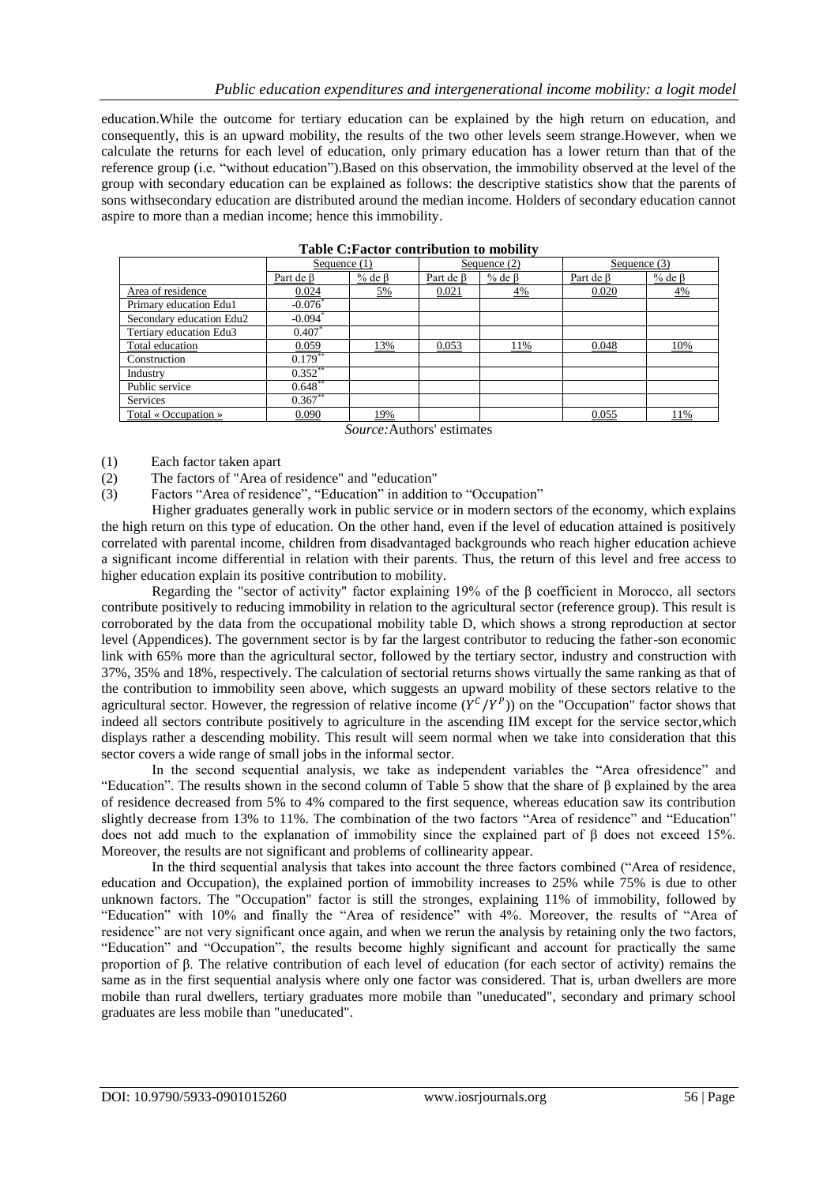education.While the outcome for tertiary education can be explained by the high return on education, and consequently, this is an upward mobility, the results of the two other levels seem strange.However, when we calculate the returns for each level of education, only primary education has a lower return than that of the reference group (i.e. "without education").Based on this observation, the immobility observed at the level of the group with secondary education can be explained as follows: the descriptive statistics show that the parents of sons withsecondary education are distributed around the median income. Holders of secondary education cannot aspire to more than a median income; hence this immobility.

**Table C:Factor contribution to mobility**

| | Sequence (1) | | Sequence (2) | | Sequence (3) | |
|---|---|---|---|---|---|---|
| | Part de β | % de β | Part de β | % de β | Part de β | % de β |
| Area of residence | 0.024 | 5% | 0.021 | 4% | 0.020 | 4% |
| Primary education Edu1 | -0.076* | | | | | |
| Secondary education Edu2 | -0.094* | | | | | |
| Tertiary education Edu3 | 0.407* | | | | | |
| Total education | 0.059 | 13% | 0.053 | 11% | 0.048 | 10% |
| Construction | 0.179** | | | | | |
| Industry | 0.352** | | | | | |
| Public service | 0.648** | | | | | |
| Services | 0.367** | | | | | |
| Total « Occupation » | 0.090 | 19% | | | 0.055 | 11% |

*Source:*Authors' estimates

(1) Each factor taken apart
(2) The factors of "Area of residence" and "education"
(3) Factors "Area of residence", "Education" in addition to "Occupation"

Higher graduates generally work in public service or in modern sectors of the economy, which explains the high return on this type of education. On the other hand, even if the level of education attained is positively correlated with parental income, children from disadvantaged backgrounds who reach higher education achieve a significant income differential in relation with their parents. Thus, the return of this level and free access to higher education explain its positive contribution to mobility.

Regarding the "sector of activity" factor explaining 19% of the β coefficient in Morocco, all sectors contribute positively to reducing immobility in relation to the agricultural sector (reference group). This result is corroborated by the data from the occupational mobility table D, which shows a strong reproduction at sector level (Appendices). The government sector is by far the largest contributor to reducing the father-son economic link with 65% more than the agricultural sector, followed by the tertiary sector, industry and construction with 37%, 35% and 18%, respectively. The calculation of sectorial returns shows virtually the same ranking as that of the contribution to immobility seen above, which suggests an upward mobility of these sectors relative to the agricultural sector. However, the regression of relative income ($Y^C/Y^P$)) on the "Occupation" factor shows that indeed all sectors contribute positively to agriculture in the ascending IIM except for the service sector,which displays rather a descending mobility. This result will seem normal when we take into consideration that this sector covers a wide range of small jobs in the informal sector.

In the second sequential analysis, we take as independent variables the "Area ofresidence" and "Education". The results shown in the second column of Table 5 show that the share of β explained by the area of residence decreased from 5% to 4% compared to the first sequence, whereas education saw its contribution slightly decrease from 13% to 11%. The combination of the two factors "Area of residence" and "Education" does not add much to the explanation of immobility since the explained part of β does not exceed 15%. Moreover, the results are not significant and problems of collinearity appear.

In the third sequential analysis that takes into account the three factors combined ("Area of residence, education and Occupation), the explained portion of immobility increases to 25% while 75% is due to other unknown factors. The "Occupation" factor is still the stronges, explaining 11% of immobility, followed by "Education" with 10% and finally the "Area of residence" with 4%. Moreover, the results of "Area of residence" are not very significant once again, and when we rerun the analysis by retaining only the two factors, "Education" and "Occupation", the results become highly significant and account for practically the same proportion of β. The relative contribution of each level of education (for each sector of activity) remains the same as in the first sequential analysis where only one factor was considered. That is, urban dwellers are more mobile than rural dwellers, tertiary graduates more mobile than "uneducated", secondary and primary school graduates are less mobile than "uneducated".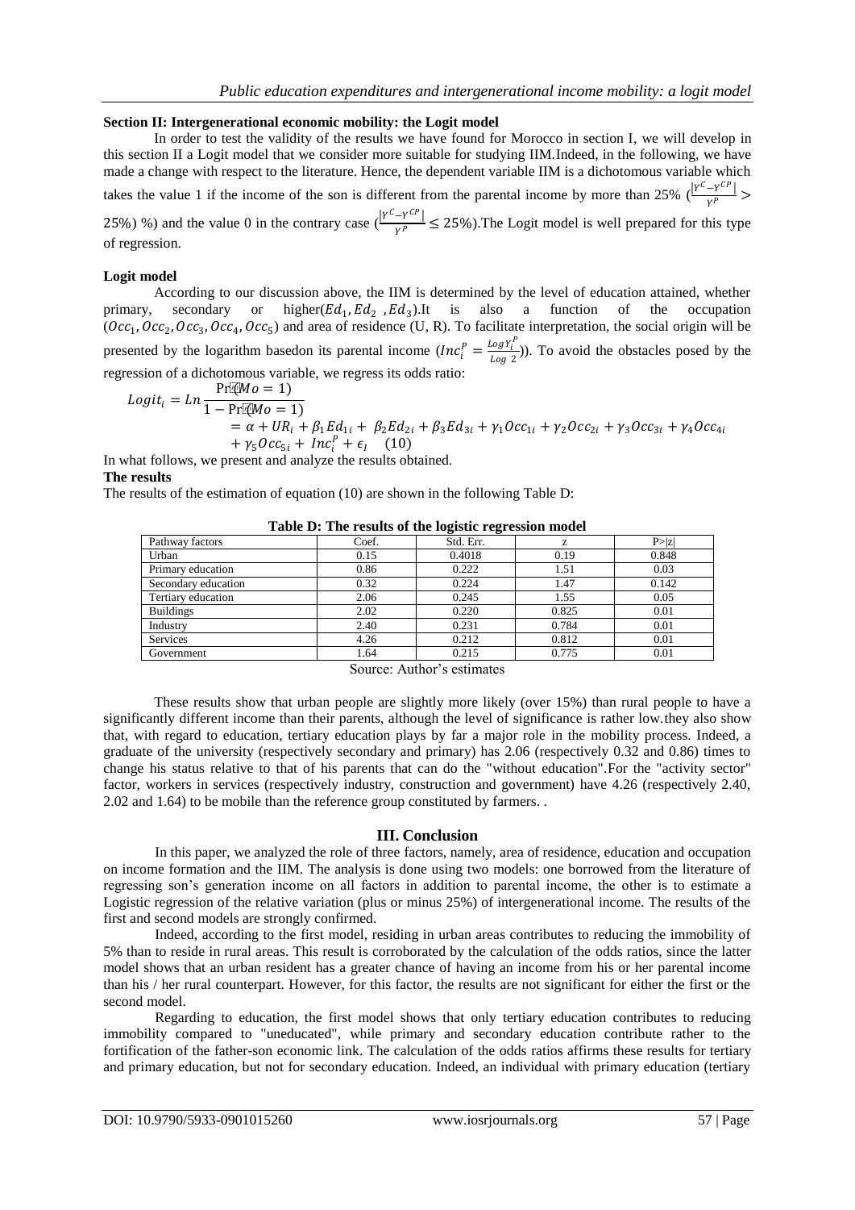### Section II: Intergenerational economic mobility: the Logit model

In order to test the validity of the results we have found for Morocco in section I, we will develop in this section II a Logit model that we consider more suitable for studying IIM.Indeed, in the following, we have made a change with respect to the literature. Hence, the dependent variable IIM is a dichotomous variable which takes the value 1 if the income of the son is different from the parental income by more than 25% ($\frac{|Y^C - Y^{CP}|}{Y^P} >$ 25%) %) and the value 0 in the contrary case ($\frac{|Y^C - Y^{CP}|}{Y^P} \leq 25\%$).The Logit model is well prepared for this type of regression.

### Logit model

According to our discussion above, the IIM is determined by the level of education attained, whether primary, secondary or higher($Ed_1, Ed_2$ ,$Ed_3$).It is also a function of the occupation ($Occ_1, Occ_2, Occ_3, Occ_4, Occ_5$) and area of residence (U, R). To facilitate interpretation, the social origin will be presented by the logarithm basedon its parental income ($Inc_i^P = \frac{Log Y_i^P}{Log\ 2}$)). To avoid the obstacles posed by the regression of a dichotomous variable, we regress its odds ratio:

$$Logit_i = Ln \frac{\Pr(Mo = 1)}{1 - \Pr(Mo = 1)}$$
$$= \alpha + UR_i + \beta_1 Ed_{1i} + \beta_2 Ed_{2i} + \beta_3 Ed_{3i} + \gamma_1 Occ_{1i} + \gamma_2 Occ_{2i} + \gamma_3 Occ_{3i} + \gamma_4 Occ_{4i} + \gamma_5 Occ_{5i} + Inc_i^P + \epsilon_I \quad (10)$$

In what follows, we present and analyze the results obtained.

### The results

The results of the estimation of equation (10) are shown in the following Table D:

**Table D: The results of the logistic regression model**

| Pathway factors | Coef. | Std. Err. | z | P>\|z\| |
|---|---|---|---|---|
| Urban | 0.15 | 0.4018 | 0.19 | 0.848 |
| Primary education | 0.86 | 0.222 | 1.51 | 0.03 |
| Secondary education | 0.32 | 0.224 | 1.47 | 0.142 |
| Tertiary education | 2.06 | 0.245 | 1.55 | 0.05 |
| Buildings | 2.02 | 0.220 | 0.825 | 0.01 |
| Industry | 2.40 | 0.231 | 0.784 | 0.01 |
| Services | 4.26 | 0.212 | 0.812 | 0.01 |
| Government | 1.64 | 0.215 | 0.775 | 0.01 |

Source: Author's estimates

These results show that urban people are slightly more likely (over 15%) than rural people to have a significantly different income than their parents, although the level of significance is rather low.they also show that, with regard to education, tertiary education plays by far a major role in the mobility process. Indeed, a graduate of the university (respectively secondary and primary) has 2.06 (respectively 0.32 and 0.86) times to change his status relative to that of his parents that can do the "without education".For the "activity sector" factor, workers in services (respectively industry, construction and government) have 4.26 (respectively 2.40, 2.02 and 1.64) to be mobile than the reference group constituted by farmers. .

## III. Conclusion

In this paper, we analyzed the role of three factors, namely, area of residence, education and occupation on income formation and the IIM. The analysis is done using two models: one borrowed from the literature of regressing son's generation income on all factors in addition to parental income, the other is to estimate a Logistic regression of the relative variation (plus or minus 25%) of intergenerational income. The results of the first and second models are strongly confirmed.

Indeed, according to the first model, residing in urban areas contributes to reducing the immobility of 5% than to reside in rural areas. This result is corroborated by the calculation of the odds ratios, since the latter model shows that an urban resident has a greater chance of having an income from his or her parental income than his / her rural counterpart. However, for this factor, the results are not significant for either the first or the second model.

Regarding to education, the first model shows that only tertiary education contributes to reducing immobility compared to "uneducated", while primary and secondary education contribute rather to the fortification of the father-son economic link. The calculation of the odds ratios affirms these results for tertiary and primary education, but not for secondary education. Indeed, an individual with primary education (tertiary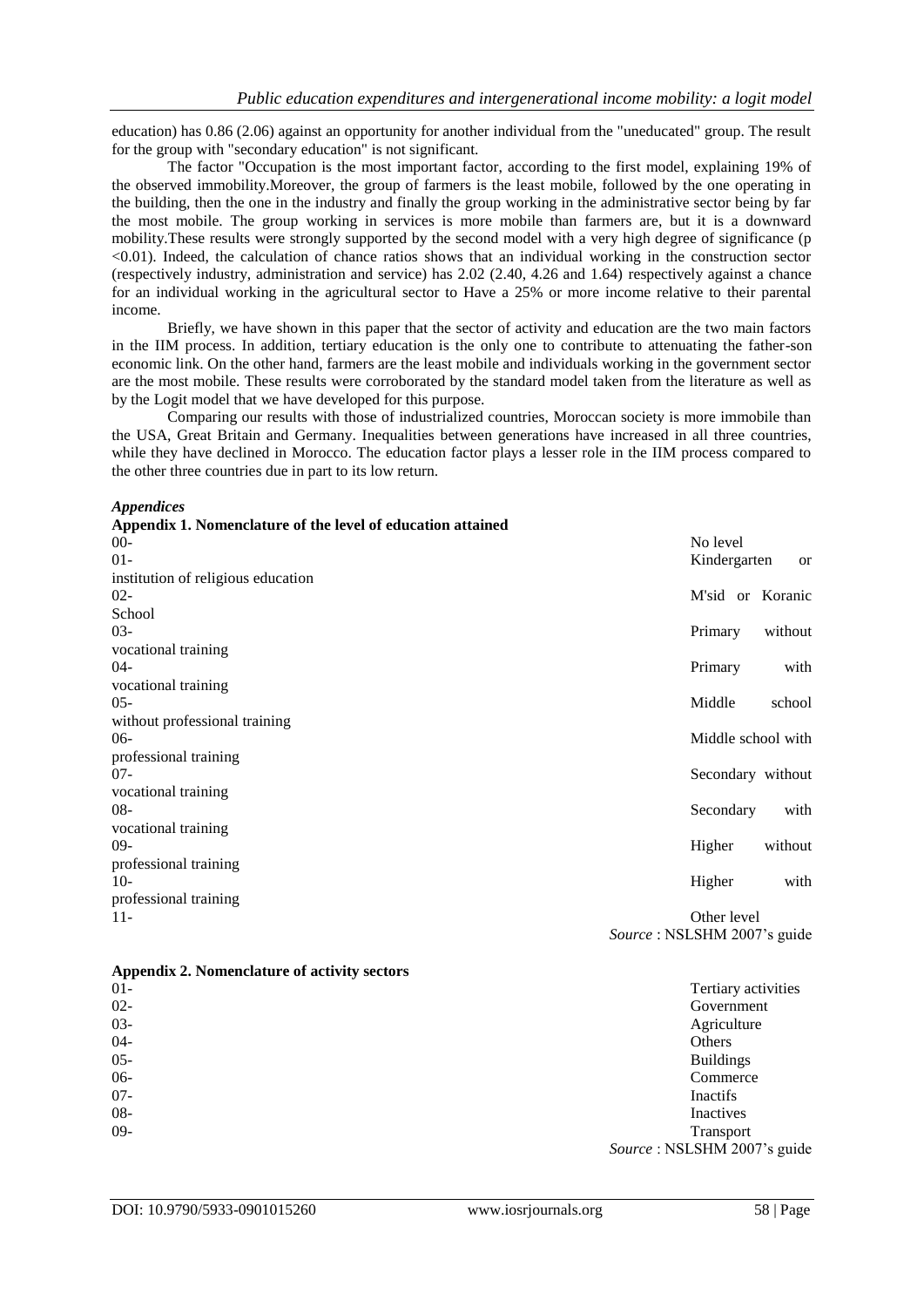education) has 0.86 (2.06) against an opportunity for another individual from the "uneducated" group. The result for the group with "secondary education" is not significant.

The factor "Occupation is the most important factor, according to the first model, explaining 19% of the observed immobility.Moreover, the group of farmers is the least mobile, followed by the one operating in the building, then the one in the industry and finally the group working in the administrative sector being by far the most mobile. The group working in services is more mobile than farmers are, but it is a downward mobility.These results were strongly supported by the second model with a very high degree of significance ($p < 0.01$). Indeed, the calculation of chance ratios shows that an individual working in the construction sector (respectively industry, administration and service) has 2.02 (2.40, 4.26 and 1.64) respectively against a chance for an individual working in the agricultural sector to Have a 25% or more income relative to their parental income.

Briefly, we have shown in this paper that the sector of activity and education are the two main factors in the IIM process. In addition, tertiary education is the only one to contribute to attenuating the father-son economic link. On the other hand, farmers are the least mobile and individuals working in the government sector are the most mobile. These results were corroborated by the standard model taken from the literature as well as by the Logit model that we have developed for this purpose.

Comparing our results with those of industrialized countries, Moroccan society is more immobile than the USA, Great Britain and Germany. Inequalities between generations have increased in all three countries, while they have declined in Morocco. The education factor plays a lesser role in the IIM process compared to the other three countries due in part to its low return.

***Appendices***

**Appendix 1. Nomenclature of the level of education attained**

| | |
|---|---|
| 00- | No level |
| 01- | Kindergarten or institution of religious education |
| 02- | M'sid or Koranic School |
| 03- | Primary without vocational training |
| 04- | Primary with vocational training |
| 05- | Middle school without professional training |
| 06- | Middle school with professional training |
| 07- | Secondary without vocational training |
| 08- | Secondary with vocational training |
| 09- | Higher without professional training |
| 10- | Higher with professional training |
| 11- | Other level |

*Source* : NSLSHM 2007's guide

**Appendix 2. Nomenclature of activity sectors**

| | |
|---|---|
| 01- | Tertiary activities |
| 02- | Government |
| 03- | Agriculture |
| 04- | Others |
| 05- | Buildings |
| 06- | Commerce |
| 07- | Inactifs |
| 08- | Inactives |
| 09- | Transport |

*Source* : NSLSHM 2007's guide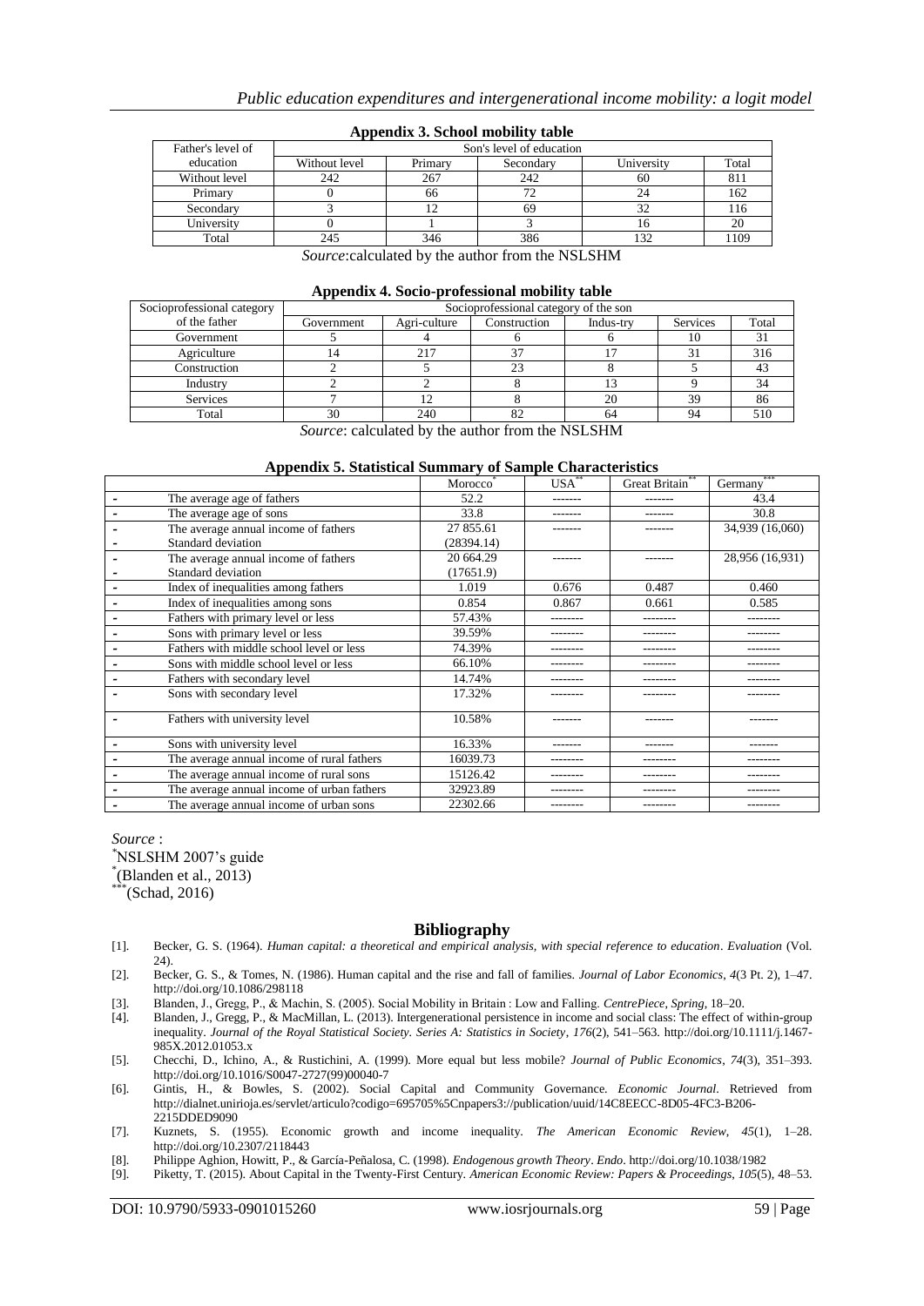### Appendix 3. School mobility table

| Father's level of education | Son's level of education | | | | |
|---|---|---|---|---|---|
| | Without level | Primary | Secondary | University | Total |
| Without level | 242 | 267 | 242 | 60 | 811 |
| Primary | 0 | 66 | 72 | 24 | 162 |
| Secondary | 3 | 12 | 69 | 32 | 116 |
| University | 0 | 1 | 3 | 16 | 20 |
| Total | 245 | 346 | 386 | 132 | 1109 |

*Source*:calculated by the author from the NSLSHM

### Appendix 4. Socio-professional mobility table

| Socioprofessional category of the father | Socioprofessional category of the son | | | | | |
|---|---|---|---|---|---|---|
| | Government | Agri-culture | Construction | Indus-try | Services | Total |
| Government | 5 | 4 | 6 | 6 | 10 | 31 |
| Agriculture | 14 | 217 | 37 | 17 | 31 | 316 |
| Construction | 2 | 5 | 23 | 8 | 5 | 43 |
| Industry | 2 | 2 | 8 | 13 | 9 | 34 |
| Services | 7 | 12 | 8 | 20 | 39 | 86 |
| Total | 30 | 240 | 82 | 64 | 94 | 510 |

*Source*: calculated by the author from the NSLSHM

### Appendix 5. Statistical Summary of Sample Characteristics

| | Morocco* | USA** | Great Britain** | Germany*** |
|---|---|---|---|---|
| - The average age of fathers | 52.2 | ------- | ------- | 43.4 |
| - The average age of sons | 33.8 | ------- | ------- | 30.8 |
| - The average annual income of fathers<br>- Standard deviation | 27 855.61<br>(28394.14) | ------- | ------- | 34,939 (16,060) |
| - The average annual income of fathers<br>- Standard deviation | 20 664.29<br>(17651.9) | ------- | ------- | 28,956 (16,931) |
| - Index of inequalities among fathers | 1.019 | 0.676 | 0.487 | 0.460 |
| - Index of inequalities among sons | 0.854 | 0.867 | 0.661 | 0.585 |
| - Fathers with primary level or less | 57.43% | -------- | -------- | -------- |
| - Sons with primary level or less | 39.59% | -------- | -------- | -------- |
| - Fathers with middle school level or less | 74.39% | -------- | -------- | -------- |
| - Sons with middle school level or less | 66.10% | -------- | -------- | -------- |
| - Fathers with secondary level | 14.74% | -------- | -------- | -------- |
| - Sons with secondary level | 17.32% | -------- | -------- | -------- |
| - Fathers with university level | 10.58% | ------- | ------- | ------- |
| - Sons with university level | 16.33% | ------- | ------- | ------- |
| - The average annual income of rural fathers | 16039.73 | -------- | -------- | -------- |
| - The average annual income of rural sons | 15126.42 | -------- | -------- | -------- |
| - The average annual income of urban fathers | 32923.89 | -------- | -------- | -------- |
| - The average annual income of urban sons | 22302.66 | -------- | -------- | -------- |

*Source* :
*NSLSHM 2007's guide
*(Blanden et al., 2013)
***(Schad, 2016)

## Bibliography

[1]. Becker, G. S. (1964). *Human capital: a theoretical and empirical analysis, with special reference to education*. *Evaluation* (Vol. 24).

[2]. Becker, G. S., & Tomes, N. (1986). Human capital and the rise and fall of families. *Journal of Labor Economics*, *4*(3 Pt. 2), 1–47. http://doi.org/10.1086/298118

[3]. Blanden, J., Gregg, P., & Machin, S. (2005). Social Mobility in Britain : Low and Falling. *CentrePiece*, *Spring*, 18–20.

[4]. Blanden, J., Gregg, P., & MacMillan, L. (2013). Intergenerational persistence in income and social class: The effect of within-group inequality. *Journal of the Royal Statistical Society. Series A: Statistics in Society*, *176*(2), 541–563. http://doi.org/10.1111/j.1467-985X.2012.01053.x

[5]. Checchi, D., Ichino, A., & Rustichini, A. (1999). More equal but less mobile? *Journal of Public Economics*, *74*(3), 351–393. http://doi.org/10.1016/S0047-2727(99)00040-7

[6]. Gintis, H., & Bowles, S. (2002). Social Capital and Community Governance. *Economic Journal*. Retrieved from http://dialnet.unirioja.es/servlet/articulo?codigo=695705%5Cnpapers3://publication/uuid/14C8EECC-8D05-4FC3-B206-2215DDED9090

[7]. Kuznets, S. (1955). Economic growth and income inequality. *The American Economic Review*, *45*(1), 1–28. http://doi.org/10.2307/2118443

[8]. Philippe Aghion, Howitt, P., & García-Peñalosa, C. (1998). *Endogenous growth Theory*. *Endo*. http://doi.org/10.1038/1982

[9]. Piketty, T. (2015). About Capital in the Twenty-First Century. *American Economic Review: Papers & Proceedings*, *105*(5), 48–53.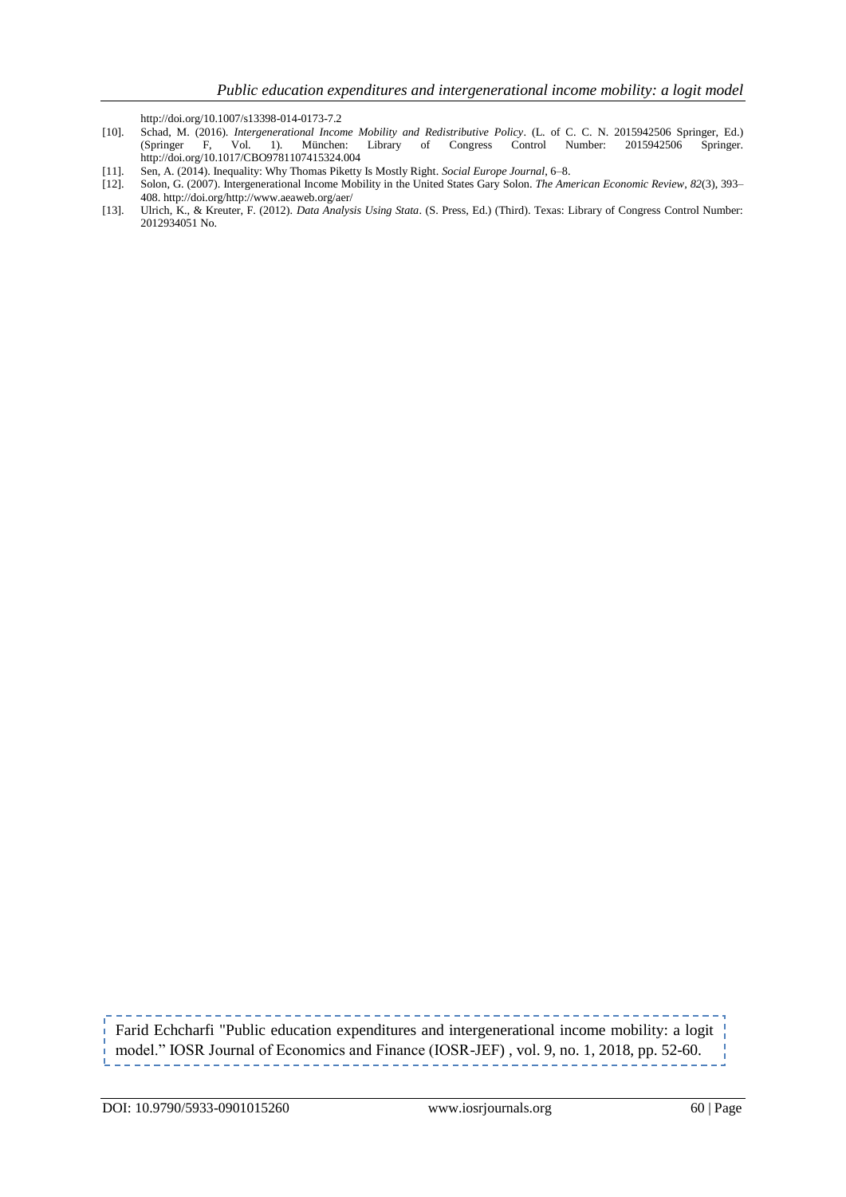http://doi.org/10.1007/s13398-014-0173-7.2

[10]. Schad, M. (2016). *Intergenerational Income Mobility and Redistributive Policy*. (L. of C. C. N. 2015942506 Springer, Ed.) (Springer F, Vol. 1). München: Library of Congress Control Number: 2015942506 Springer. http://doi.org/10.1017/CBO9781107415324.004

[11]. Sen, A. (2014). Inequality: Why Thomas Piketty Is Mostly Right. *Social Europe Journal*, 6–8.

[12]. Solon, G. (2007). Intergenerational Income Mobility in the United States Gary Solon. *The American Economic Review*, *82*(3), 393–408. http://doi.org/http://www.aeaweb.org/aer/

[13]. Ulrich, K., & Kreuter, F. (2012). *Data Analysis Using Stata*. (S. Press, Ed.) (Third). Texas: Library of Congress Control Number: 2012934051 No.

Farid Echcharfi "Public education expenditures and intergenerational income mobility: a logit model." IOSR Journal of Economics and Finance (IOSR-JEF) , vol. 9, no. 1, 2018, pp. 52-60.